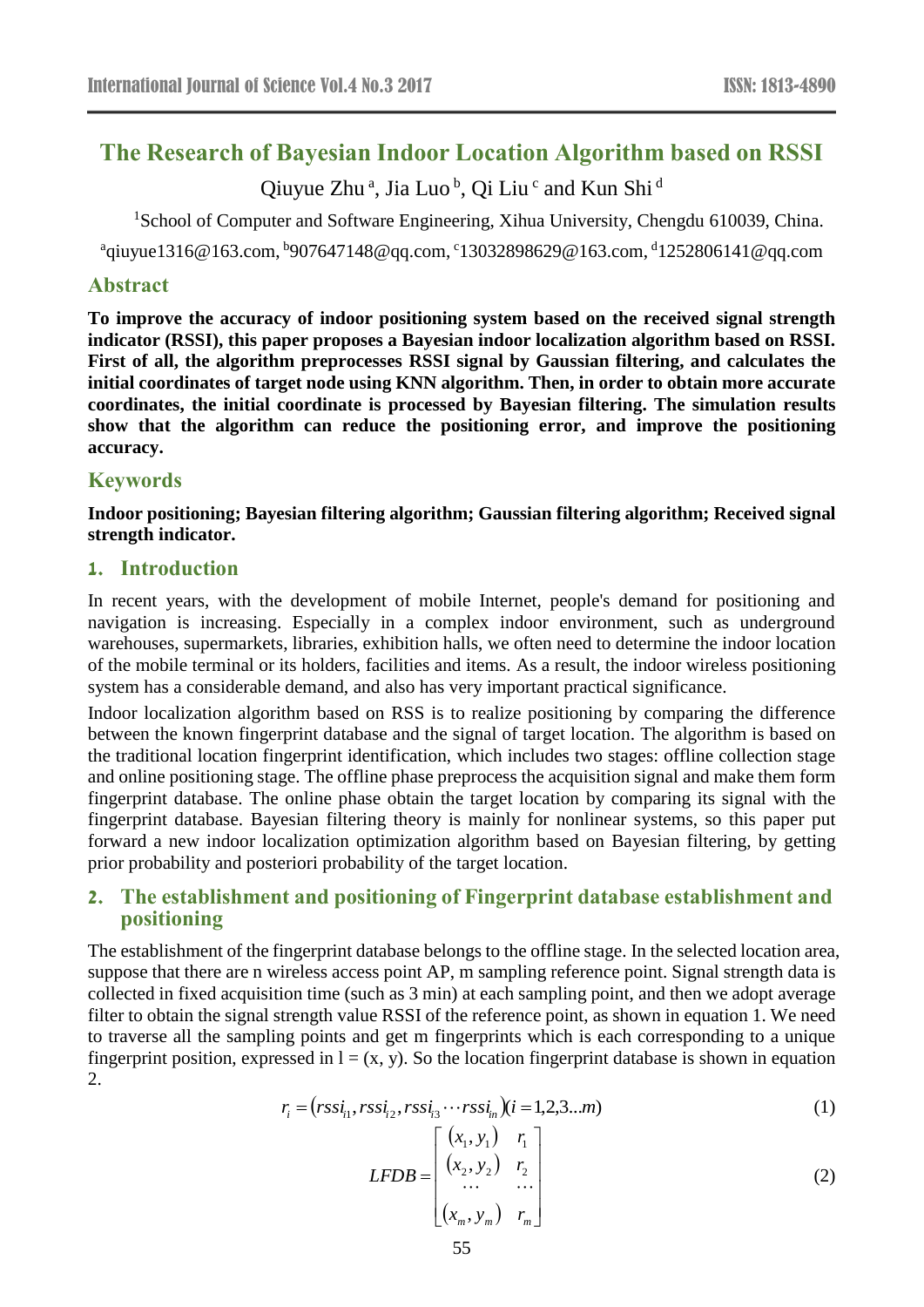# The Research of Bayesian Indoor Location Algorithm based on RSSI

Qiuyue Zhu [a], Jia Luo [b], Qi Liu [c] and Kun Shi [d]

[1]School of Computer and Software Engineering, Xihua University, Chengdu 610039, China.

[a]qiuyue1316@163.com, [b]907647148@qq.com, [c]13032898629@163.com, [d]1252806141@qq.com

## Abstract

**To improve the accuracy of indoor positioning system based on the received signal strength indicator (RSSI), this paper proposes a Bayesian indoor localization algorithm based on RSSI. First of all, the algorithm preprocesses RSSI signal by Gaussian filtering, and calculates the initial coordinates of target node using KNN algorithm. Then, in order to obtain more accurate coordinates, the initial coordinate is processed by Bayesian filtering. The simulation results show that the algorithm can reduce the positioning error, and improve the positioning accuracy.**

## Keywords

**Indoor positioning; Bayesian filtering algorithm; Gaussian filtering algorithm; Received signal strength indicator.**

## 1. Introduction

In recent years, with the development of mobile Internet, people's demand for positioning and navigation is increasing. Especially in a complex indoor environment, such as underground warehouses, supermarkets, libraries, exhibition halls, we often need to determine the indoor location of the mobile terminal or its holders, facilities and items. As a result, the indoor wireless positioning system has a considerable demand, and also has very important practical significance.

Indoor localization algorithm based on RSS is to realize positioning by comparing the difference between the known fingerprint database and the signal of target location. The algorithm is based on the traditional location fingerprint identification, which includes two stages: offline collection stage and online positioning stage. The offline phase preprocess the acquisition signal and make them form fingerprint database. The online phase obtain the target location by comparing its signal with the fingerprint database. Bayesian filtering theory is mainly for nonlinear systems, so this paper put forward a new indoor localization optimization algorithm based on Bayesian filtering, by getting prior probability and posteriori probability of the target location.

## 2. The establishment and positioning of Fingerprint database establishment and positioning

The establishment of the fingerprint database belongs to the offline stage. In the selected location area, suppose that there are n wireless access point AP, m sampling reference point. Signal strength data is collected in fixed acquisition time (such as 3 min) at each sampling point, and then we adopt average filter to obtain the signal strength value RSSI of the reference point, as shown in equation 1. We need to traverse all the sampling points and get m fingerprints which is each corresponding to a unique fingerprint position, expressed in $l = (x, y)$. So the location fingerprint database is shown in equation 2.

$$r_i = (rssi_{i1}, rssi_{i2}, rssi_{i3} \cdots rssi_{in})(i = 1,2,3...m) \tag{1}$$

$$LFDB = \begin{bmatrix} (x_1, y_1) & r_1 \\ (x_2, y_2) & r_2 \\ \cdots & \cdots \\ (x_m, y_m) & r_m \end{bmatrix} \tag{2}$$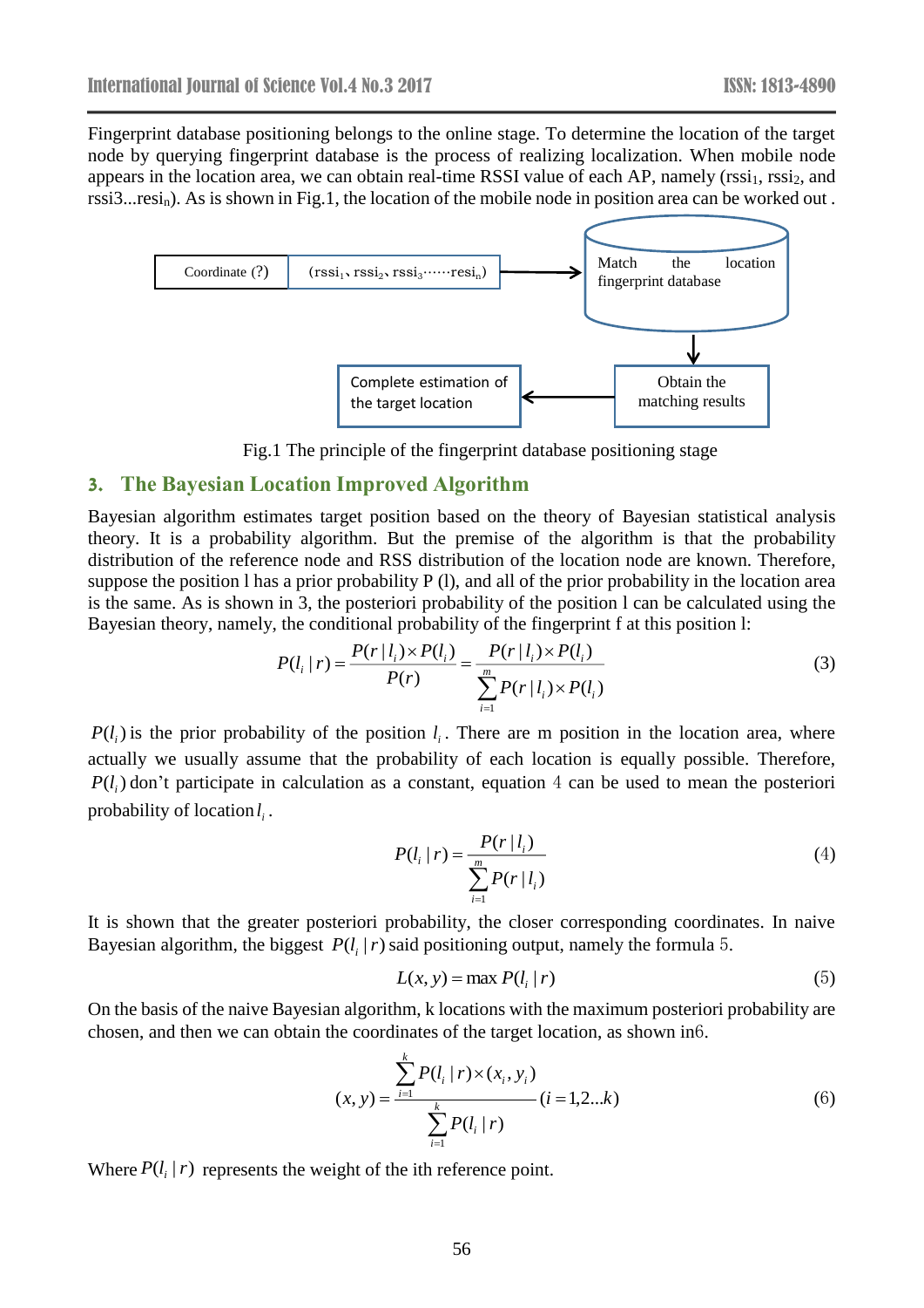Fingerprint database positioning belongs to the online stage. To determine the location of the target node by querying fingerprint database is the process of realizing localization. When mobile node appears in the location area, we can obtain real-time RSSI value of each AP, namely ($rssi_1$, $rssi_2$, and rssi3...$resi_n$). As is shown in Fig.1, the location of the mobile node in position area can be worked out .

Coordinate (?)

($rssi_1$、$rssi_2$、$rssi_3$······$resi_n$)

Match the location fingerprint database

Obtain the matching results

Complete estimation of the target location

Fig.1 The principle of the fingerprint database positioning stage

## 3. The Bayesian Location Improved Algorithm

Bayesian algorithm estimates target position based on the theory of Bayesian statistical analysis theory. It is a probability algorithm. But the premise of the algorithm is that the probability distribution of the reference node and RSS distribution of the location node are known. Therefore, suppose the position l has a prior probability P (l), and all of the prior probability in the location area is the same. As is shown in 3, the posteriori probability of the position l can be calculated using the Bayesian theory, namely, the conditional probability of the fingerprint f at this position l:

$$P(l_i \mid r) = \frac{P(r \mid l_i) \times P(l_i)}{P(r)} = \frac{P(r \mid l_i) \times P(l_i)}{\sum_{i=1}^{m} P(r \mid l_i) \times P(l_i)} \tag{3}$$

$P(l_i)$ is the prior probability of the position $l_i$. There are m position in the location area, where actually we usually assume that the probability of each location is equally possible. Therefore, $P(l_i)$ don't participate in calculation as a constant, equation 4 can be used to mean the posteriori probability of location $l_i$.

$$P(l_i \mid r) = \frac{P(r \mid l_i)}{\sum_{i=1}^{m} P(r \mid l_i)} \tag{4}$$

It is shown that the greater posteriori probability, the closer corresponding coordinates. In naive Bayesian algorithm, the biggest $P(l_i \mid r)$ said positioning output, namely the formula 5.

$$L(x, y) = \max P(l_i \mid r) \tag{5}$$

On the basis of the naive Bayesian algorithm, k locations with the maximum posteriori probability are chosen, and then we can obtain the coordinates of the target location, as shown in6.

$$(x, y) = \frac{\sum_{i=1}^{k} P(l_i \mid r) \times (x_i, y_i)}{\sum_{i=1}^{k} P(l_i \mid r)} (i = 1,2...k) \tag{6}$$

Where $P(l_i \mid r)$ represents the weight of the ith reference point.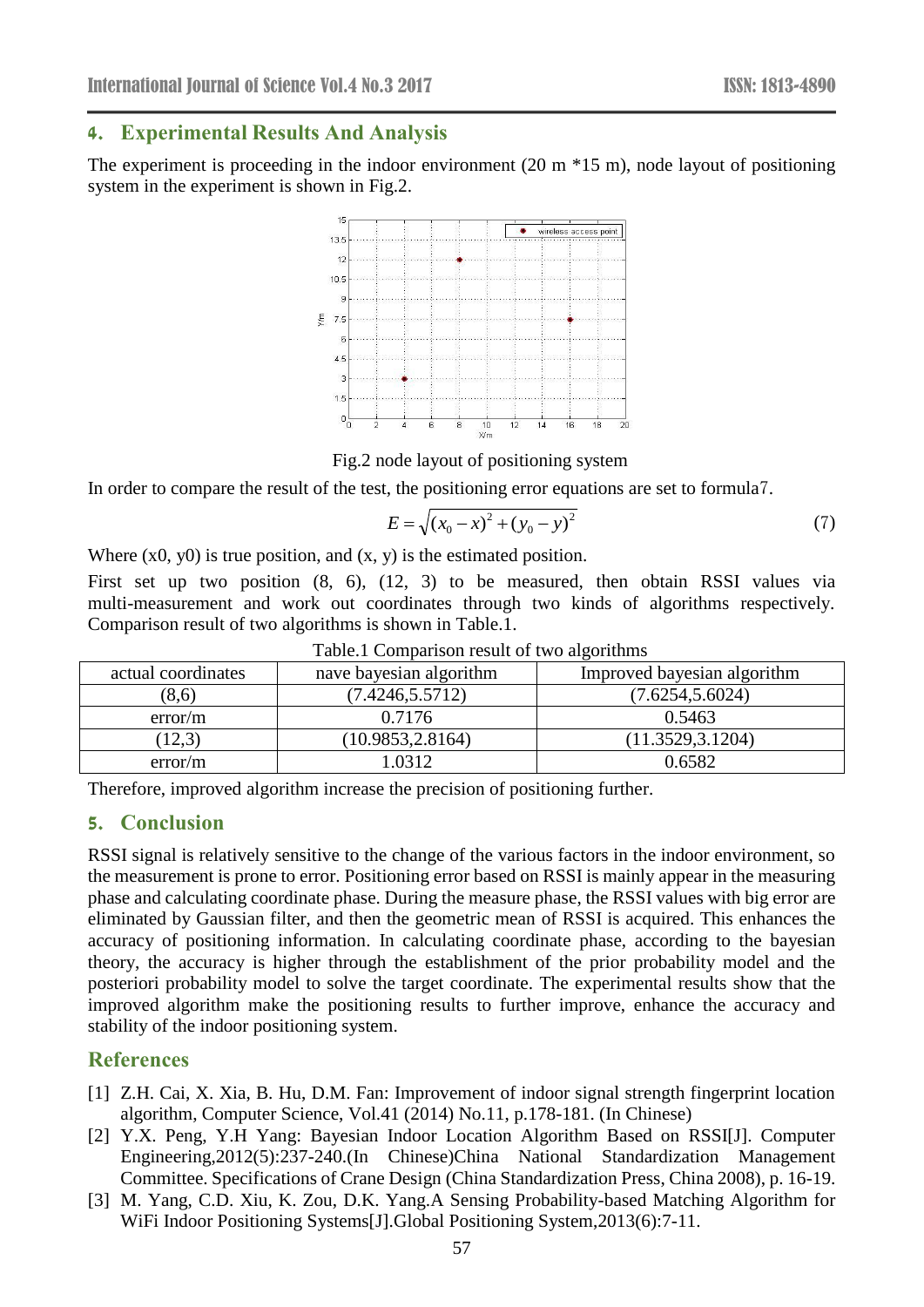## 4. Experimental Results And Analysis

The experiment is proceeding in the indoor environment (20 m *15 m), node layout of positioning system in the experiment is shown in Fig.2.

wireless access point
Y/m
X/m
0 2 4 6 8 10 12 14 16 18 20
0 1.5 3 4.5 6 7.5 9 10.5 12 13.5 15

Fig.2 node layout of positioning system

In order to compare the result of the test, the positioning error equations are set to formula7.

$$E = \sqrt{(x_0 - x)^2 + (y_0 - y)^2} \tag{7}$$

Where (x0, y0) is true position, and (x, y) is the estimated position.

First set up two position (8, 6), (12, 3) to be measured, then obtain RSSI values via multi-measurement and work out coordinates through two kinds of algorithms respectively. Comparison result of two algorithms is shown in Table.1.

Table.1 Comparison result of two algorithms

| actual coordinates | nave bayesian algorithm | Improved bayesian algorithm |
|---|---|---|
| (8,6) | (7.4246,5.5712) | (7.6254,5.6024) |
| error/m | 0.7176 | 0.5463 |
| (12,3) | (10.9853,2.8164) | (11.3529,3.1204) |
| error/m | 1.0312 | 0.6582 |

Therefore, improved algorithm increase the precision of positioning further.

## 5. Conclusion

RSSI signal is relatively sensitive to the change of the various factors in the indoor environment, so the measurement is prone to error. Positioning error based on RSSI is mainly appear in the measuring phase and calculating coordinate phase. During the measure phase, the RSSI values with big error are eliminated by Gaussian filter, and then the geometric mean of RSSI is acquired. This enhances the accuracy of positioning information. In calculating coordinate phase, according to the bayesian theory, the accuracy is higher through the establishment of the prior probability model and the posteriori probability model to solve the target coordinate. The experimental results show that the improved algorithm make the positioning results to further improve, enhance the accuracy and stability of the indoor positioning system.

## References

[1] Z.H. Cai, X. Xia, B. Hu, D.M. Fan: Improvement of indoor signal strength fingerprint location algorithm, Computer Science, Vol.41 (2014) No.11, p.178-181. (In Chinese)

[2] Y.X. Peng, Y.H Yang: Bayesian Indoor Location Algorithm Based on RSSI[J]. Computer Engineering,2012(5):237-240.(In Chinese)China National Standardization Management Committee. Specifications of Crane Design (China Standardization Press, China 2008), p. 16-19.

[3] M. Yang, C.D. Xiu, K. Zou, D.K. Yang.A Sensing Probability-based Matching Algorithm for WiFi Indoor Positioning Systems[J].Global Positioning System,2013(6):7-11.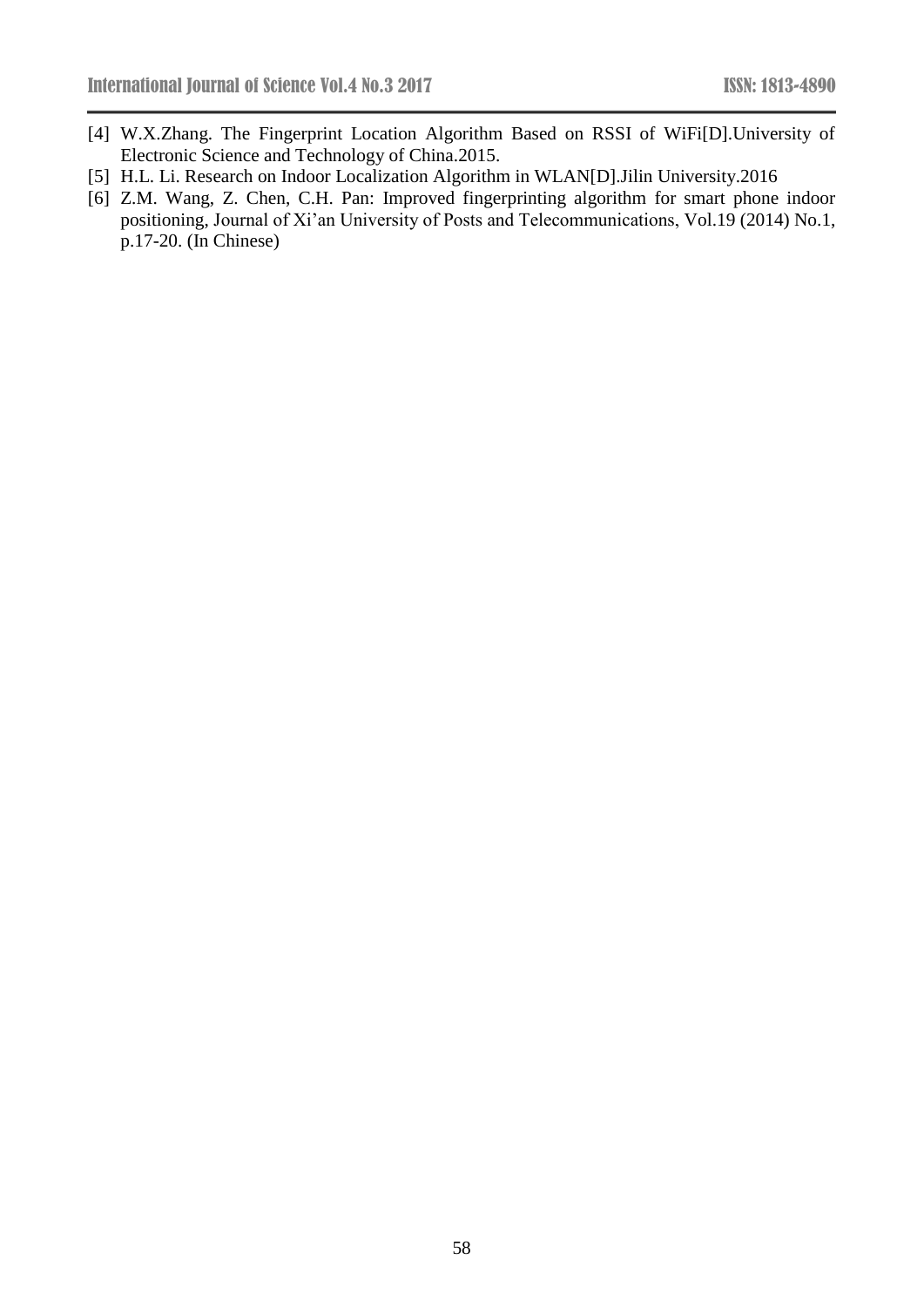[4] W.X.Zhang. The Fingerprint Location Algorithm Based on RSSI of WiFi[D].University of Electronic Science and Technology of China.2015.

[5] H.L. Li. Research on Indoor Localization Algorithm in WLAN[D].Jilin University.2016

[6] Z.M. Wang, Z. Chen, C.H. Pan: Improved fingerprinting algorithm for smart phone indoor positioning, Journal of Xi'an University of Posts and Telecommunications, Vol.19 (2014) No.1, p.17-20. (In Chinese)